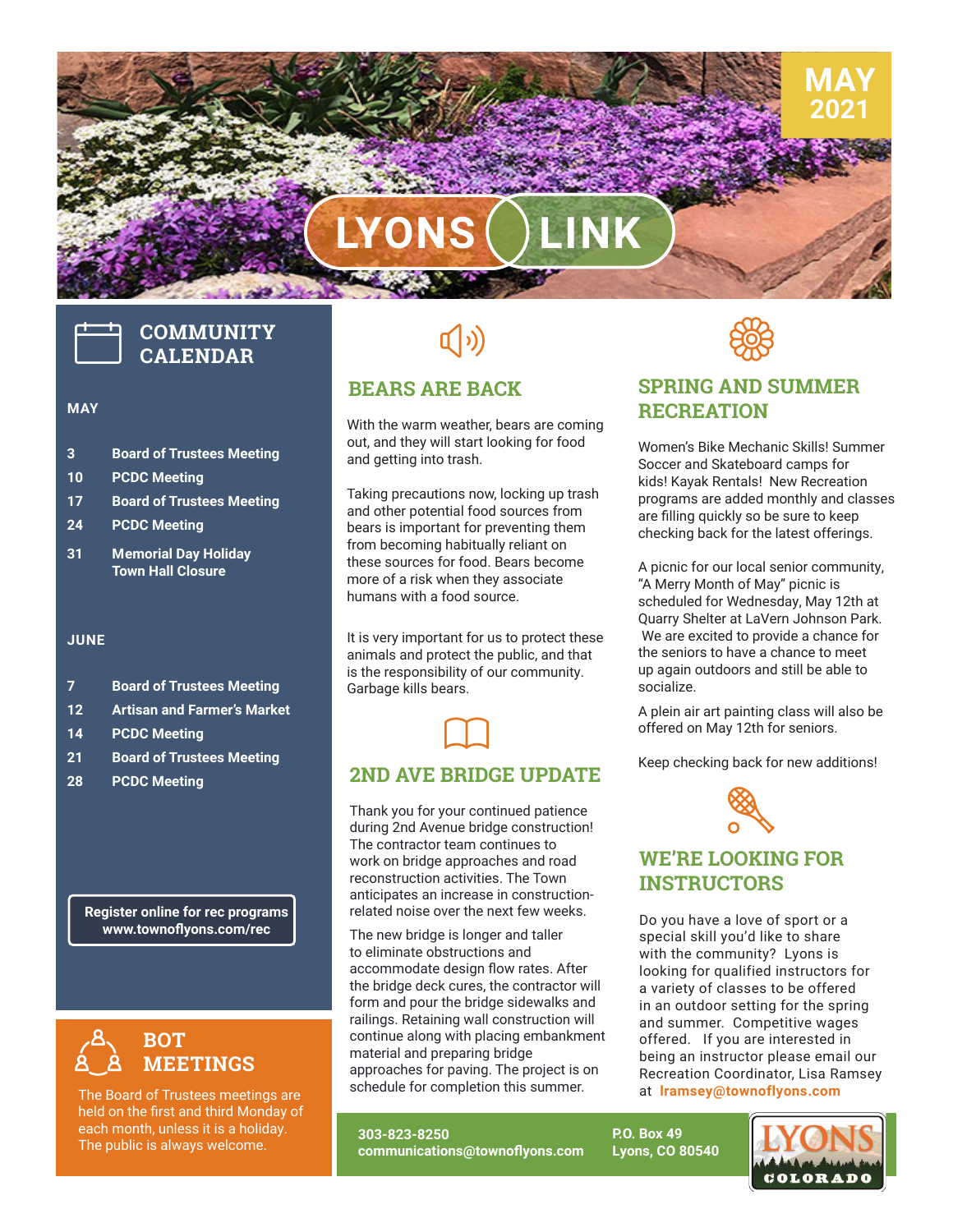# LYONS LINK

MAY 2021

## COMMUNITY CALENDAR

**MAY**

| | |
|---|---|
| 3 | Board of Trustees Meeting |
| 10 | PCDC Meeting |
| 17 | Board of Trustees Meeting |
| 24 | PCDC Meeting |
| 31 | Memorial Day Holiday Town Hall Closure |

**JUNE**

| | |
|---|---|
| 7 | Board of Trustees Meeting |
| 12 | Artisan and Farmer's Market |
| 14 | PCDC Meeting |
| 21 | Board of Trustees Meeting |
| 28 | PCDC Meeting |

**Register online for rec programs www.townoflyons.com/rec**

## BOT MEETINGS

The Board of Trustees meetings are held on the first and third Monday of each month, unless it is a holiday. The public is always welcome.

## BEARS ARE BACK

With the warm weather, bears are coming out, and they will start looking for food and getting into trash.

Taking precautions now, locking up trash and other potential food sources from bears is important for preventing them from becoming habitually reliant on these sources for food. Bears become more of a risk when they associate humans with a food source.

It is very important for us to protect these animals and protect the public, and that is the responsibility of our community. Garbage kills bears.

## 2ND AVE BRIDGE UPDATE

Thank you for your continued patience during 2nd Avenue bridge construction! The contractor team continues to work on bridge approaches and road reconstruction activities. The Town anticipates an increase in construction-related noise over the next few weeks.

The new bridge is longer and taller to eliminate obstructions and accommodate design flow rates. After the bridge deck cures, the contractor will form and pour the bridge sidewalks and railings. Retaining wall construction will continue along with placing embankment material and preparing bridge approaches for paving. The project is on schedule for completion this summer.

## SPRING AND SUMMER RECREATION

Women's Bike Mechanic Skills! Summer Soccer and Skateboard camps for kids! Kayak Rentals! New Recreation programs are added monthly and classes are filling quickly so be sure to keep checking back for the latest offerings.

A picnic for our local senior community, "A Merry Month of May" picnic is scheduled for Wednesday, May 12th at Quarry Shelter at LaVern Johnson Park. We are excited to provide a chance for the seniors to have a chance to meet up again outdoors and still be able to socialize.

A plein air art painting class will also be offered on May 12th for seniors.

Keep checking back for new additions!

## WE'RE LOOKING FOR INSTRUCTORS

Do you have a love of sport or a special skill you'd like to share with the community? Lyons is looking for qualified instructors for a variety of classes to be offered in an outdoor setting for the spring and summer. Competitive wages offered. If you are interested in being an instructor please email our Recreation Coordinator, Lisa Ramsey at **lramsey@townoflyons.com**

**303-823-8250**
**communications@townoflyons.com**

**P.O. Box 49**
**Lyons, CO 80540**

LYONS COLORADO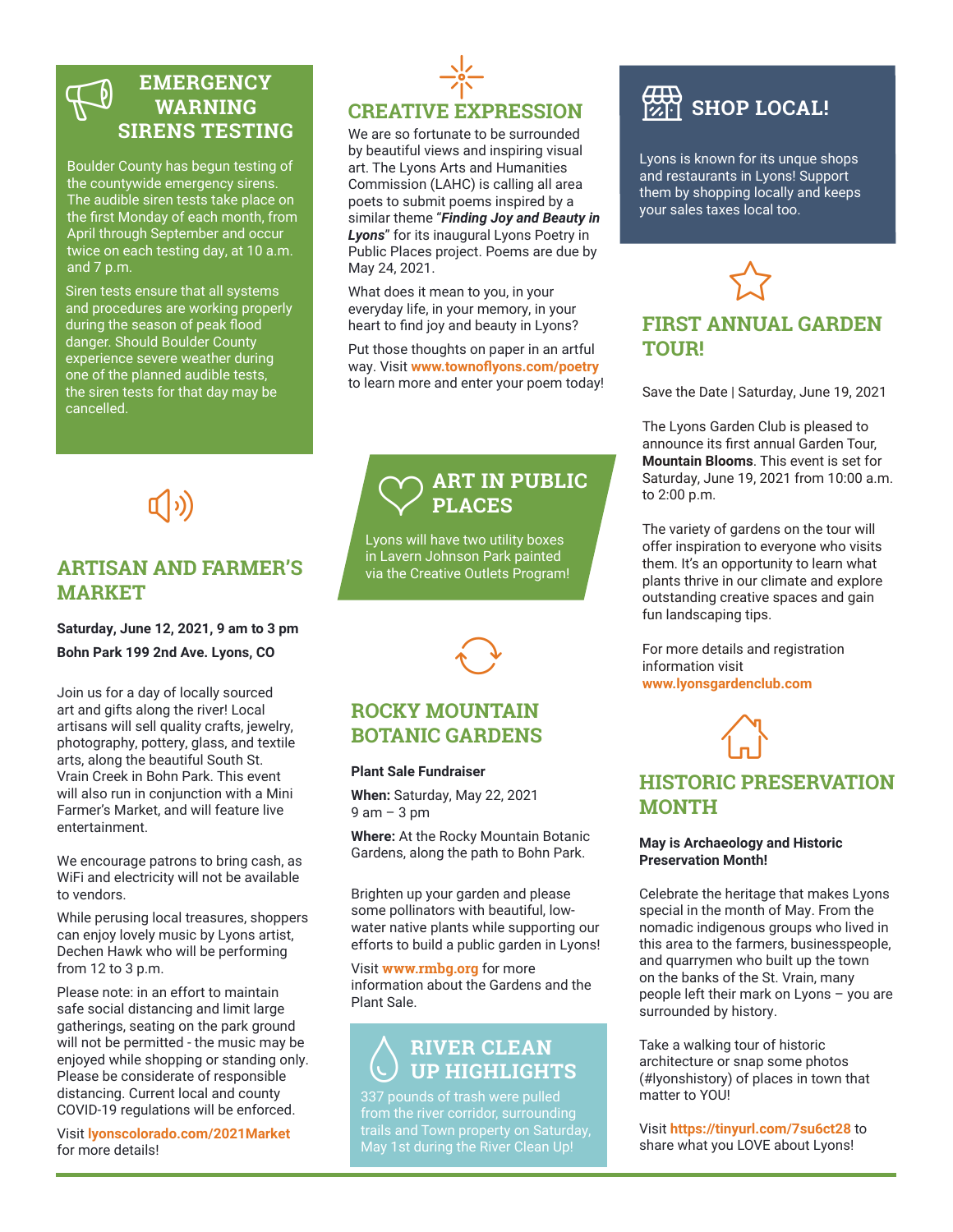## EMERGENCY WARNING SIRENS TESTING

Boulder County has begun testing of the countywide emergency sirens. The audible siren tests take place on the first Monday of each month, from April through September and occur twice on each testing day, at 10 a.m. and 7 p.m.

Siren tests ensure that all systems and procedures are working properly during the season of peak flood danger. Should Boulder County experience severe weather during one of the planned audible tests, the siren tests for that day may be cancelled.

## ARTISAN AND FARMER'S MARKET

**Saturday, June 12, 2021, 9 am to 3 pm**

**Bohn Park 199 2nd Ave. Lyons, CO**

Join us for a day of locally sourced art and gifts along the river! Local artisans will sell quality crafts, jewelry, photography, pottery, glass, and textile arts, along the beautiful South St. Vrain Creek in Bohn Park. This event will also run in conjunction with a Mini Farmer's Market, and will feature live entertainment.

We encourage patrons to bring cash, as WiFi and electricity will not be available to vendors.

While perusing local treasures, shoppers can enjoy lovely music by Lyons artist, Dechen Hawk who will be performing from 12 to 3 p.m.

Please note: in an effort to maintain safe social distancing and limit large gatherings, seating on the park ground will not be permitted - the music may be enjoyed while shopping or standing only. Please be considerate of responsible distancing. Current local and county COVID-19 regulations will be enforced.

Visit **lyonscolorado.com/2021Market** for more details!

## CREATIVE EXPRESSION

We are so fortunate to be surrounded by beautiful views and inspiring visual art. The Lyons Arts and Humanities Commission (LAHC) is calling all area poets to submit poems inspired by a similar theme "***Finding Joy and Beauty in Lyons***" for its inaugural Lyons Poetry in Public Places project. Poems are due by May 24, 2021.

What does it mean to you, in your everyday life, in your memory, in your heart to find joy and beauty in Lyons?

Put those thoughts on paper in an artful way. Visit **www.townoflyons.com/poetry** to learn more and enter your poem today!

## ART IN PUBLIC PLACES

Lyons will have two utility boxes in Lavern Johnson Park painted via the Creative Outlets Program!

## ROCKY MOUNTAIN BOTANIC GARDENS

**Plant Sale Fundraiser**

**When:** Saturday, May 22, 2021
9 am – 3 pm

**Where:** At the Rocky Mountain Botanic Gardens, along the path to Bohn Park.

Brighten up your garden and please some pollinators with beautiful, low-water native plants while supporting our efforts to build a public garden in Lyons!

Visit **www.rmbg.org** for more information about the Gardens and the Plant Sale.

## RIVER CLEAN UP HIGHLIGHTS

337 pounds of trash were pulled from the river corridor, surrounding trails and Town property on Saturday, May 1st during the River Clean Up!

## SHOP LOCAL!

Lyons is known for its unque shops and restaurants in Lyons! Support them by shopping locally and keeps your sales taxes local too.

## FIRST ANNUAL GARDEN TOUR!

Save the Date | Saturday, June 19, 2021

The Lyons Garden Club is pleased to announce its first annual Garden Tour, **Mountain Blooms**. This event is set for Saturday, June 19, 2021 from 10:00 a.m. to 2:00 p.m.

The variety of gardens on the tour will offer inspiration to everyone who visits them. It's an opportunity to learn what plants thrive in our climate and explore outstanding creative spaces and gain fun landscaping tips.

For more details and registration information visit **www.lyonsgardenclub.com**

## HISTORIC PRESERVATION MONTH

**May is Archaeology and Historic Preservation Month!**

Celebrate the heritage that makes Lyons special in the month of May. From the nomadic indigenous groups who lived in this area to the farmers, businesspeople, and quarrymen who built up the town on the banks of the St. Vrain, many people left their mark on Lyons – you are surrounded by history.

Take a walking tour of historic architecture or snap some photos (#lyonshistory) of places in town that matter to YOU!

Visit **https://tinyurl.com/7su6ct28** to share what you LOVE about Lyons!